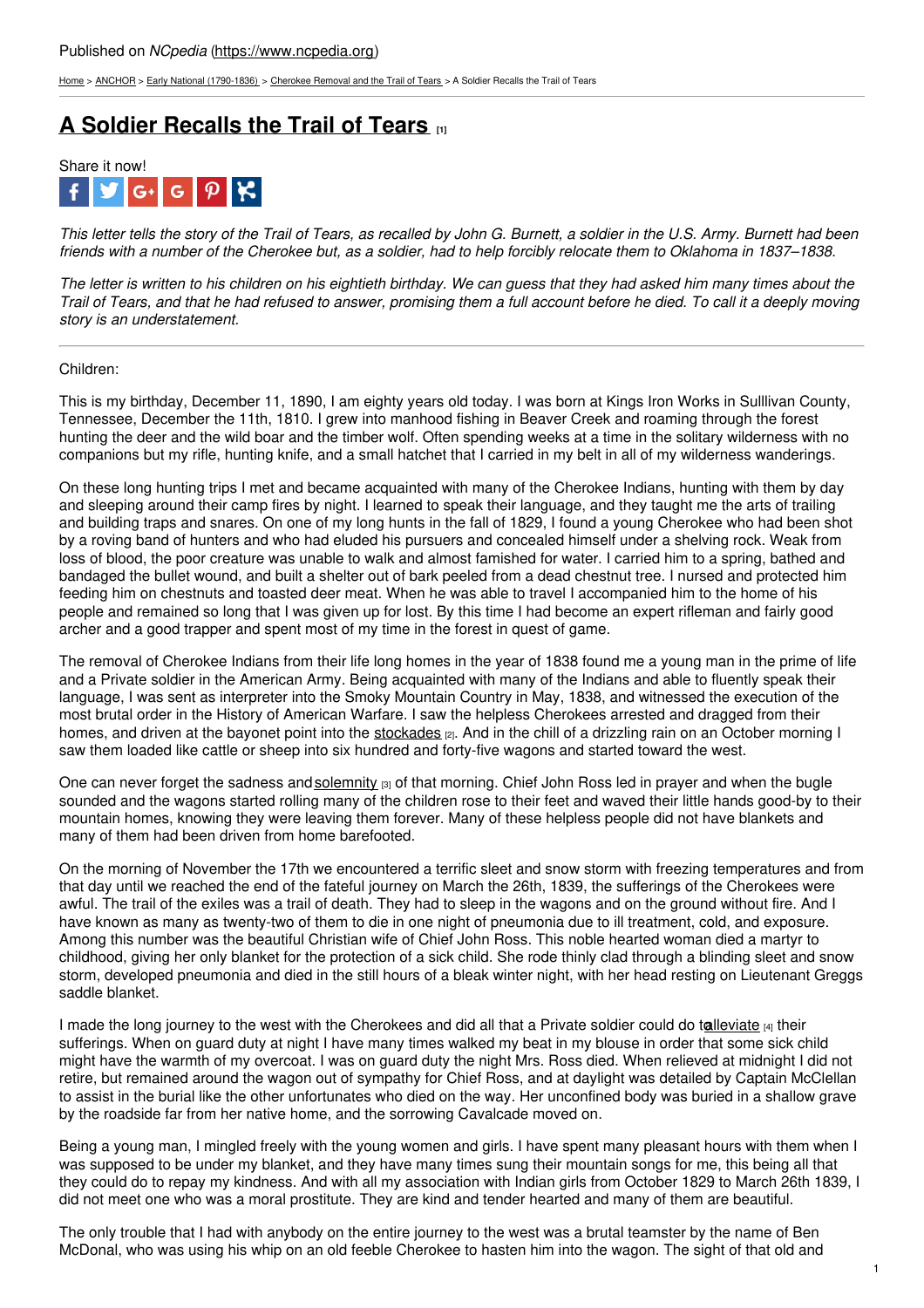Published on *NCpedia* (https://www.ncpedia.org)

Home > ANCHOR > Early National (1790-1836) > Cherokee Removal and the Trail of Tears > A Soldier Recalls the Trail of Tears

# A Soldier Recalls the Trail of Tears [1]

Share it now!

*This letter tells the story of the Trail of Tears, as recalled by John G. Burnett, a soldier in the U.S. Army. Burnett had been friends with a number of the Cherokee but, as a soldier, had to help forcibly relocate them to Oklahoma in 1837–1838.*

*The letter is written to his children on his eightieth birthday. We can guess that they had asked him many times about the Trail of Tears, and that he had refused to answer, promising them a full account before he died. To call it a deeply moving story is an understatement.*

---

Children:

This is my birthday, December 11, 1890, I am eighty years old today. I was born at Kings Iron Works in Sulllivan County, Tennessee, December the 11th, 1810. I grew into manhood fishing in Beaver Creek and roaming through the forest hunting the deer and the wild boar and the timber wolf. Often spending weeks at a time in the solitary wilderness with no companions but my rifle, hunting knife, and a small hatchet that I carried in my belt in all of my wilderness wanderings.

On these long hunting trips I met and became acquainted with many of the Cherokee Indians, hunting with them by day and sleeping around their camp fires by night. I learned to speak their language, and they taught me the arts of trailing and building traps and snares. On one of my long hunts in the fall of 1829, I found a young Cherokee who had been shot by a roving band of hunters and who had eluded his pursuers and concealed himself under a shelving rock. Weak from loss of blood, the poor creature was unable to walk and almost famished for water. I carried him to a spring, bathed and bandaged the bullet wound, and built a shelter out of bark peeled from a dead chestnut tree. I nursed and protected him feeding him on chestnuts and toasted deer meat. When he was able to travel I accompanied him to the home of his people and remained so long that I was given up for lost. By this time I had become an expert rifleman and fairly good archer and a good trapper and spent most of my time in the forest in quest of game.

The removal of Cherokee Indians from their life long homes in the year of 1838 found me a young man in the prime of life and a Private soldier in the American Army. Being acquainted with many of the Indians and able to fluently speak their language, I was sent as interpreter into the Smoky Mountain Country in May, 1838, and witnessed the execution of the most brutal order in the History of American Warfare. I saw the helpless Cherokees arrested and dragged from their homes, and driven at the bayonet point into the stockades [2]. And in the chill of a drizzling rain on an October morning I saw them loaded like cattle or sheep into six hundred and forty-five wagons and started toward the west.

One can never forget the sadness and solemnity [3] of that morning. Chief John Ross led in prayer and when the bugle sounded and the wagons started rolling many of the children rose to their feet and waved their little hands good-by to their mountain homes, knowing they were leaving them forever. Many of these helpless people did not have blankets and many of them had been driven from home barefooted.

On the morning of November the 17th we encountered a terrific sleet and snow storm with freezing temperatures and from that day until we reached the end of the fateful journey on March the 26th, 1839, the sufferings of the Cherokees were awful. The trail of the exiles was a trail of death. They had to sleep in the wagons and on the ground without fire. And I have known as many as twenty-two of them to die in one night of pneumonia due to ill treatment, cold, and exposure. Among this number was the beautiful Christian wife of Chief John Ross. This noble hearted woman died a martyr to childhood, giving her only blanket for the protection of a sick child. She rode thinly clad through a blinding sleet and snow storm, developed pneumonia and died in the still hours of a bleak winter night, with her head resting on Lieutenant Greggs saddle blanket.

I made the long journey to the west with the Cherokees and did all that a Private soldier could do to alleviate [4] their sufferings. When on guard duty at night I have many times walked my beat in my blouse in order that some sick child might have the warmth of my overcoat. I was on guard duty the night Mrs. Ross died. When relieved at midnight I did not retire, but remained around the wagon out of sympathy for Chief Ross, and at daylight was detailed by Captain McClellan to assist in the burial like the other unfortunates who died on the way. Her unconfined body was buried in a shallow grave by the roadside far from her native home, and the sorrowing Cavalcade moved on.

Being a young man, I mingled freely with the young women and girls. I have spent many pleasant hours with them when I was supposed to be under my blanket, and they have many times sung their mountain songs for me, this being all that they could do to repay my kindness. And with all my association with Indian girls from October 1829 to March 26th 1839, I did not meet one who was a moral prostitute. They are kind and tender hearted and many of them are beautiful.

The only trouble that I had with anybody on the entire journey to the west was a brutal teamster by the name of Ben McDonal, who was using his whip on an old feeble Cherokee to hasten him into the wagon. The sight of that old and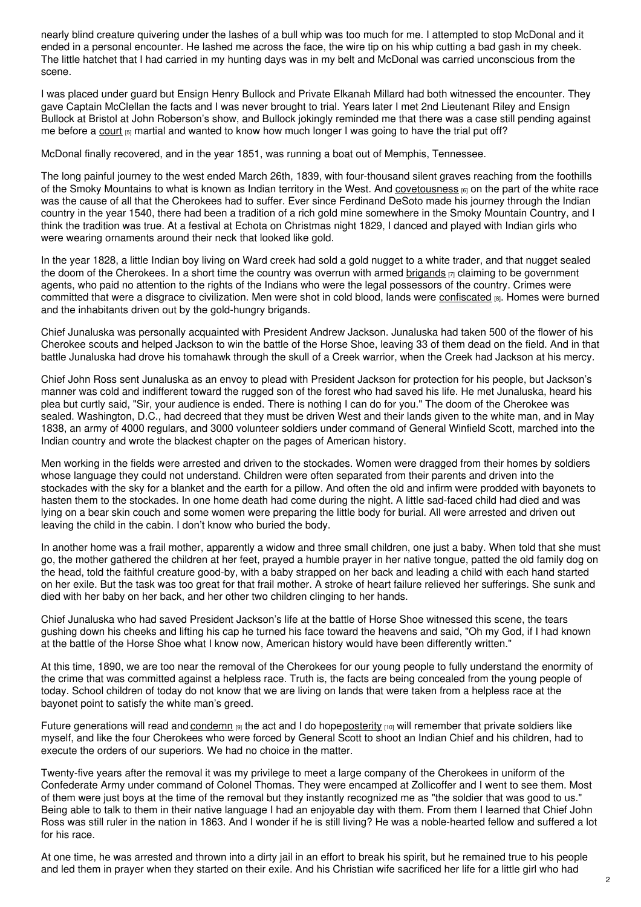nearly blind creature quivering under the lashes of a bull whip was too much for me. I attempted to stop McDonal and it ended in a personal encounter. He lashed me across the face, the wire tip on his whip cutting a bad gash in my cheek. The little hatchet that I had carried in my hunting days was in my belt and McDonal was carried unconscious from the scene.

I was placed under guard but Ensign Henry Bullock and Private Elkanah Millard had both witnessed the encounter. They gave Captain McClellan the facts and I was never brought to trial. Years later I met 2nd Lieutenant Riley and Ensign Bullock at Bristol at John Roberson's show, and Bullock jokingly reminded me that there was a case still pending against me before a court [5] martial and wanted to know how much longer I was going to have the trial put off?

McDonal finally recovered, and in the year 1851, was running a boat out of Memphis, Tennessee.

The long painful journey to the west ended March 26th, 1839, with four-thousand silent graves reaching from the foothills of the Smoky Mountains to what is known as Indian territory in the West. And covetousness [6] on the part of the white race was the cause of all that the Cherokees had to suffer. Ever since Ferdinand DeSoto made his journey through the Indian country in the year 1540, there had been a tradition of a rich gold mine somewhere in the Smoky Mountain Country, and I think the tradition was true. At a festival at Echota on Christmas night 1829, I danced and played with Indian girls who were wearing ornaments around their neck that looked like gold.

In the year 1828, a little Indian boy living on Ward creek had sold a gold nugget to a white trader, and that nugget sealed the doom of the Cherokees. In a short time the country was overrun with armed brigands [7] claiming to be government agents, who paid no attention to the rights of the Indians who were the legal possessors of the country. Crimes were committed that were a disgrace to civilization. Men were shot in cold blood, lands were confiscated [8]. Homes were burned and the inhabitants driven out by the gold-hungry brigands.

Chief Junaluska was personally acquainted with President Andrew Jackson. Junaluska had taken 500 of the flower of his Cherokee scouts and helped Jackson to win the battle of the Horse Shoe, leaving 33 of them dead on the field. And in that battle Junaluska had drove his tomahawk through the skull of a Creek warrior, when the Creek had Jackson at his mercy.

Chief John Ross sent Junaluska as an envoy to plead with President Jackson for protection for his people, but Jackson's manner was cold and indifferent toward the rugged son of the forest who had saved his life. He met Junaluska, heard his plea but curtly said, "Sir, your audience is ended. There is nothing I can do for you." The doom of the Cherokee was sealed. Washington, D.C., had decreed that they must be driven West and their lands given to the white man, and in May 1838, an army of 4000 regulars, and 3000 volunteer soldiers under command of General Winfield Scott, marched into the Indian country and wrote the blackest chapter on the pages of American history.

Men working in the fields were arrested and driven to the stockades. Women were dragged from their homes by soldiers whose language they could not understand. Children were often separated from their parents and driven into the stockades with the sky for a blanket and the earth for a pillow. And often the old and infirm were prodded with bayonets to hasten them to the stockades. In one home death had come during the night. A little sad-faced child had died and was lying on a bear skin couch and some women were preparing the little body for burial. All were arrested and driven out leaving the child in the cabin. I don't know who buried the body.

In another home was a frail mother, apparently a widow and three small children, one just a baby. When told that she must go, the mother gathered the children at her feet, prayed a humble prayer in her native tongue, patted the old family dog on the head, told the faithful creature good-by, with a baby strapped on her back and leading a child with each hand started on her exile. But the task was too great for that frail mother. A stroke of heart failure relieved her sufferings. She sunk and died with her baby on her back, and her other two children clinging to her hands.

Chief Junaluska who had saved President Jackson's life at the battle of Horse Shoe witnessed this scene, the tears gushing down his cheeks and lifting his cap he turned his face toward the heavens and said, "Oh my God, if I had known at the battle of the Horse Shoe what I know now, American history would have been differently written."

At this time, 1890, we are too near the removal of the Cherokees for our young people to fully understand the enormity of the crime that was committed against a helpless race. Truth is, the facts are being concealed from the young people of today. School children of today do not know that we are living on lands that were taken from a helpless race at the bayonet point to satisfy the white man's greed.

Future generations will read and condemn [9] the act and I do hope posterity [10] will remember that private soldiers like myself, and like the four Cherokees who were forced by General Scott to shoot an Indian Chief and his children, had to execute the orders of our superiors. We had no choice in the matter.

Twenty-five years after the removal it was my privilege to meet a large company of the Cherokees in uniform of the Confederate Army under command of Colonel Thomas. They were encamped at Zollicoffer and I went to see them. Most of them were just boys at the time of the removal but they instantly recognized me as "the soldier that was good to us." Being able to talk to them in their native language I had an enjoyable day with them. From them I learned that Chief John Ross was still ruler in the nation in 1863. And I wonder if he is still living? He was a noble-hearted fellow and suffered a lot for his race.

At one time, he was arrested and thrown into a dirty jail in an effort to break his spirit, but he remained true to his people and led them in prayer when they started on their exile. And his Christian wife sacrificed her life for a little girl who had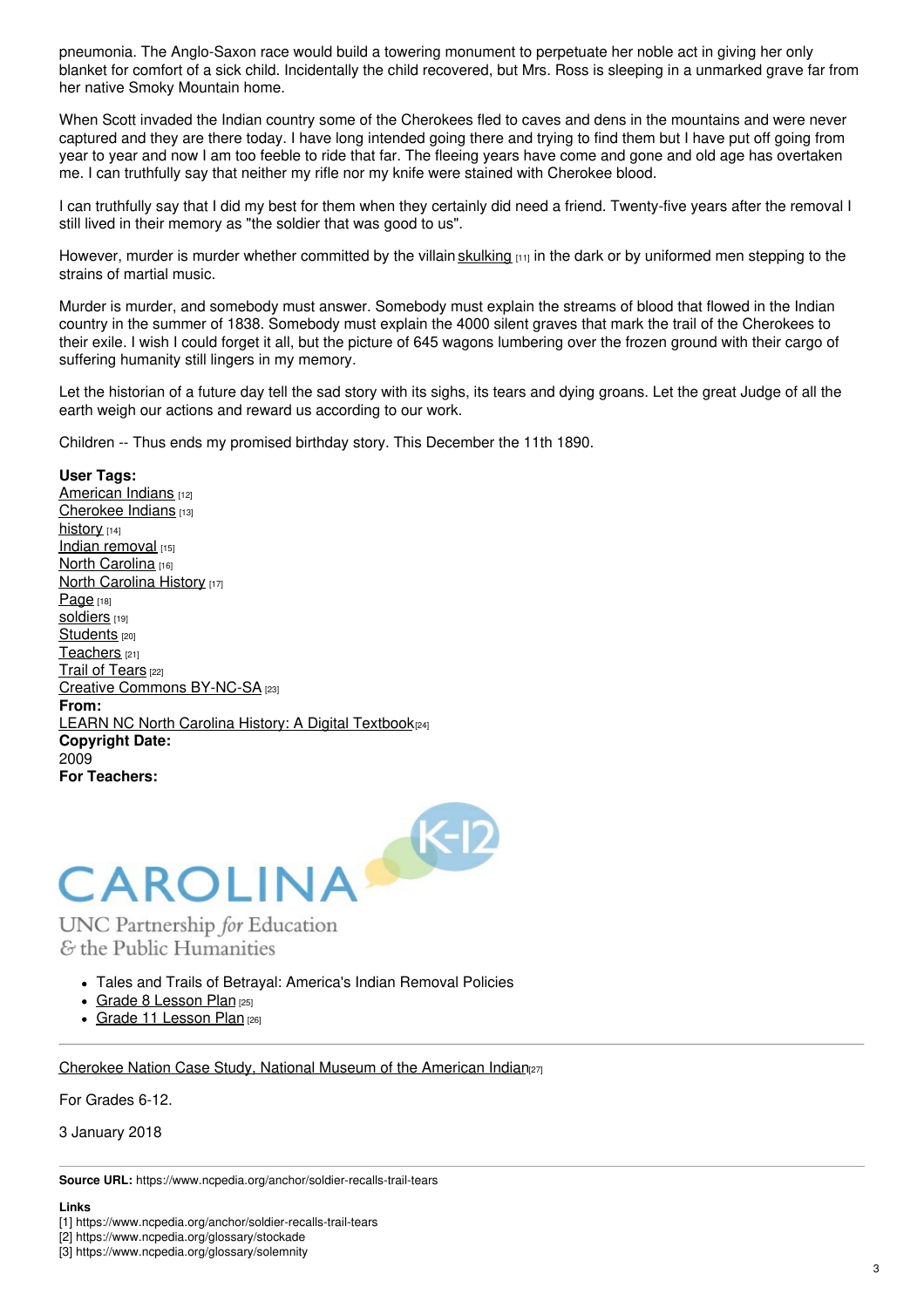pneumonia. The Anglo-Saxon race would build a towering monument to perpetuate her noble act in giving her only blanket for comfort of a sick child. Incidentally the child recovered, but Mrs. Ross is sleeping in a unmarked grave far from her native Smoky Mountain home.

When Scott invaded the Indian country some of the Cherokees fled to caves and dens in the mountains and were never captured and they are there today. I have long intended going there and trying to find them but I have put off going from year to year and now I am too feeble to ride that far. The fleeing years have come and gone and old age has overtaken me. I can truthfully say that neither my rifle nor my knife were stained with Cherokee blood.

I can truthfully say that I did my best for them when they certainly did need a friend. Twenty-five years after the removal I still lived in their memory as "the soldier that was good to us".

However, murder is murder whether committed by the villain skulking [11] in the dark or by uniformed men stepping to the strains of martial music.

Murder is murder, and somebody must answer. Somebody must explain the streams of blood that flowed in the Indian country in the summer of 1838. Somebody must explain the 4000 silent graves that mark the trail of the Cherokees to their exile. I wish I could forget it all, but the picture of 645 wagons lumbering over the frozen ground with their cargo of suffering humanity still lingers in my memory.

Let the historian of a future day tell the sad story with its sighs, its tears and dying groans. Let the great Judge of all the earth weigh our actions and reward us according to our work.

Children -- Thus ends my promised birthday story. This December the 11th 1890.

**User Tags:**
American Indians [12]
Cherokee Indians [13]
history [14]
Indian removal [15]
North Carolina [16]
North Carolina History [17]
Page [18]
soldiers [19]
Students [20]
Teachers [21]
Trail of Tears [22]
Creative Commons BY-NC-SA [23]
**From:**
LEARN NC North Carolina History: A Digital Textbook [24]
**Copyright Date:**
2009
**For Teachers:**

CAROLINA K-12
UNC Partnership *for* Education & the Public Humanities

- Tales and Trails of Betrayal: America's Indian Removal Policies
- Grade 8 Lesson Plan [25]
- Grade 11 Lesson Plan [26]

---

Cherokee Nation Case Study, National Museum of the American Indian [27]

For Grades 6-12.

3 January 2018

---

**Source URL:** https://www.ncpedia.org/anchor/soldier-recalls-trail-tears

**Links**
[1] https://www.ncpedia.org/anchor/soldier-recalls-trail-tears
[2] https://www.ncpedia.org/glossary/stockade
[3] https://www.ncpedia.org/glossary/solemnity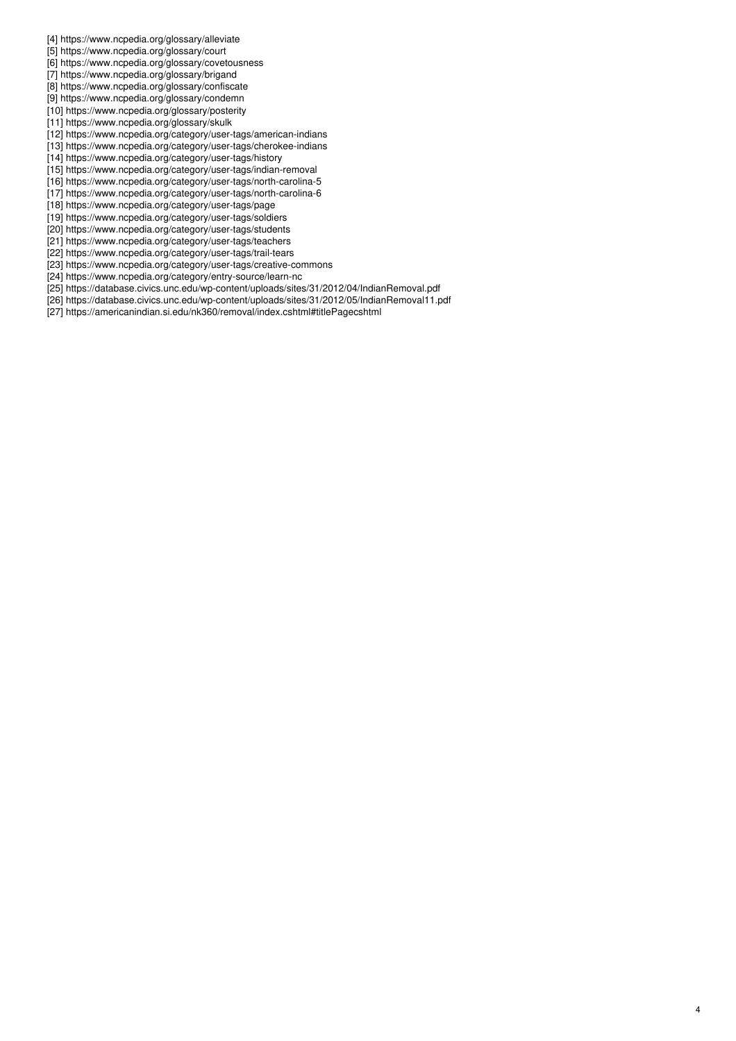[4] https://www.ncpedia.org/glossary/alleviate
[5] https://www.ncpedia.org/glossary/court
[6] https://www.ncpedia.org/glossary/covetousness
[7] https://www.ncpedia.org/glossary/brigand
[8] https://www.ncpedia.org/glossary/confiscate
[9] https://www.ncpedia.org/glossary/condemn
[10] https://www.ncpedia.org/glossary/posterity
[11] https://www.ncpedia.org/glossary/skulk
[12] https://www.ncpedia.org/category/user-tags/american-indians
[13] https://www.ncpedia.org/category/user-tags/cherokee-indians
[14] https://www.ncpedia.org/category/user-tags/history
[15] https://www.ncpedia.org/category/user-tags/indian-removal
[16] https://www.ncpedia.org/category/user-tags/north-carolina-5
[17] https://www.ncpedia.org/category/user-tags/north-carolina-6
[18] https://www.ncpedia.org/category/user-tags/page
[19] https://www.ncpedia.org/category/user-tags/soldiers
[20] https://www.ncpedia.org/category/user-tags/students
[21] https://www.ncpedia.org/category/user-tags/teachers
[22] https://www.ncpedia.org/category/user-tags/trail-tears
[23] https://www.ncpedia.org/category/user-tags/creative-commons
[24] https://www.ncpedia.org/category/entry-source/learn-nc
[25] https://database.civics.unc.edu/wp-content/uploads/sites/31/2012/04/IndianRemoval.pdf
[26] https://database.civics.unc.edu/wp-content/uploads/sites/31/2012/05/IndianRemoval11.pdf
[27] https://americanindian.si.edu/nk360/removal/index.cshtml#titlePagecshtml